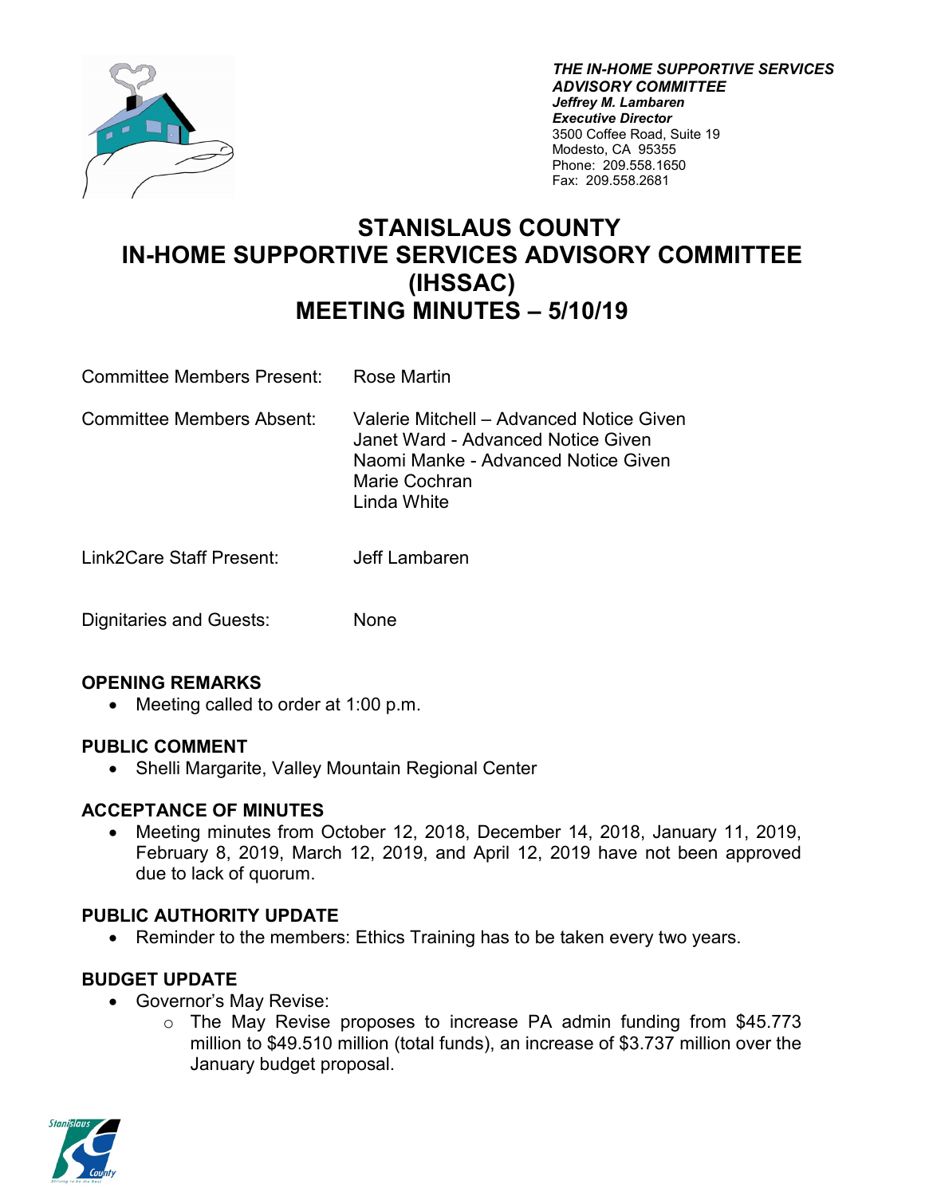***THE IN-HOME SUPPORTIVE SERVICES ADVISORY COMMITTEE***
***Jeffrey M. Lambaren***
***Executive Director***
3500 Coffee Road, Suite 19
Modesto, CA 95355
Phone: 209.558.1650
Fax: 209.558.2681

# STANISLAUS COUNTY IN-HOME SUPPORTIVE SERVICES ADVISORY COMMITTEE (IHSSAC) MEETING MINUTES – 5/10/19

| | |
|---|---|
| Committee Members Present: | Rose Martin |
| Committee Members Absent: | Valerie Mitchell – Advanced Notice Given<br>Janet Ward - Advanced Notice Given<br>Naomi Manke - Advanced Notice Given<br>Marie Cochran<br>Linda White |
| Link2Care Staff Present: | Jeff Lambaren |
| Dignitaries and Guests: | None |

## OPENING REMARKS

- Meeting called to order at 1:00 p.m.

## PUBLIC COMMENT

- Shelli Margarite, Valley Mountain Regional Center

## ACCEPTANCE OF MINUTES

- Meeting minutes from October 12, 2018, December 14, 2018, January 11, 2019, February 8, 2019, March 12, 2019, and April 12, 2019 have not been approved due to lack of quorum.

## PUBLIC AUTHORITY UPDATE

- Reminder to the members: Ethics Training has to be taken every two years.

## BUDGET UPDATE

- Governor's May Revise:
  - The May Revise proposes to increase PA admin funding from $45.773 million to $49.510 million (total funds), an increase of $3.737 million over the January budget proposal.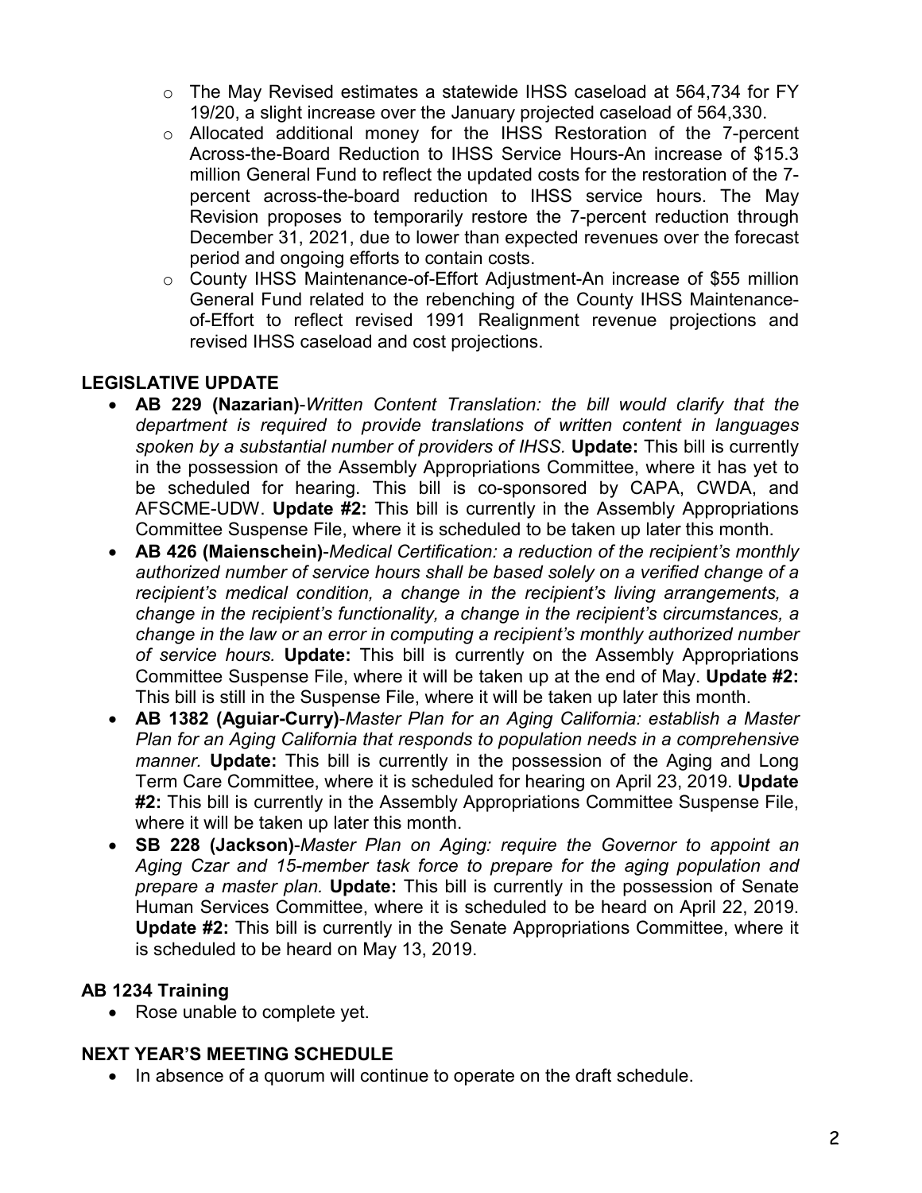- The May Revised estimates a statewide IHSS caseload at 564,734 for FY 19/20, a slight increase over the January projected caseload of 564,330.
- Allocated additional money for the IHSS Restoration of the 7-percent Across-the-Board Reduction to IHSS Service Hours-An increase of $15.3 million General Fund to reflect the updated costs for the restoration of the 7-percent across-the-board reduction to IHSS service hours. The May Revision proposes to temporarily restore the 7-percent reduction through December 31, 2021, due to lower than expected revenues over the forecast period and ongoing efforts to contain costs.
- County IHSS Maintenance-of-Effort Adjustment-An increase of $55 million General Fund related to the rebenching of the County IHSS Maintenance-of-Effort to reflect revised 1991 Realignment revenue projections and revised IHSS caseload and cost projections.

## LEGISLATIVE UPDATE

- **AB 229 (Nazarian)**-*Written Content Translation: the bill would clarify that the department is required to provide translations of written content in languages spoken by a substantial number of providers of IHSS.* **Update:** This bill is currently in the possession of the Assembly Appropriations Committee, where it has yet to be scheduled for hearing. This bill is co-sponsored by CAPA, CWDA, and AFSCME-UDW. **Update #2:** This bill is currently in the Assembly Appropriations Committee Suspense File, where it is scheduled to be taken up later this month.
- **AB 426 (Maienschein)**-*Medical Certification: a reduction of the recipient's monthly authorized number of service hours shall be based solely on a verified change of a recipient's medical condition, a change in the recipient's living arrangements, a change in the recipient's functionality, a change in the recipient's circumstances, a change in the law or an error in computing a recipient's monthly authorized number of service hours.* **Update:** This bill is currently on the Assembly Appropriations Committee Suspense File, where it will be taken up at the end of May. **Update #2:** This bill is still in the Suspense File, where it will be taken up later this month.
- **AB 1382 (Aguiar-Curry)**-*Master Plan for an Aging California: establish a Master Plan for an Aging California that responds to population needs in a comprehensive manner.* **Update:** This bill is currently in the possession of the Aging and Long Term Care Committee, where it is scheduled for hearing on April 23, 2019. **Update #2:** This bill is currently in the Assembly Appropriations Committee Suspense File, where it will be taken up later this month.
- **SB 228 (Jackson)**-*Master Plan on Aging: require the Governor to appoint an Aging Czar and 15-member task force to prepare for the aging population and prepare a master plan.* **Update:** This bill is currently in the possession of Senate Human Services Committee, where it is scheduled to be heard on April 22, 2019. **Update #2:** This bill is currently in the Senate Appropriations Committee, where it is scheduled to be heard on May 13, 2019.

## AB 1234 Training

- Rose unable to complete yet.

## NEXT YEAR'S MEETING SCHEDULE

- In absence of a quorum will continue to operate on the draft schedule.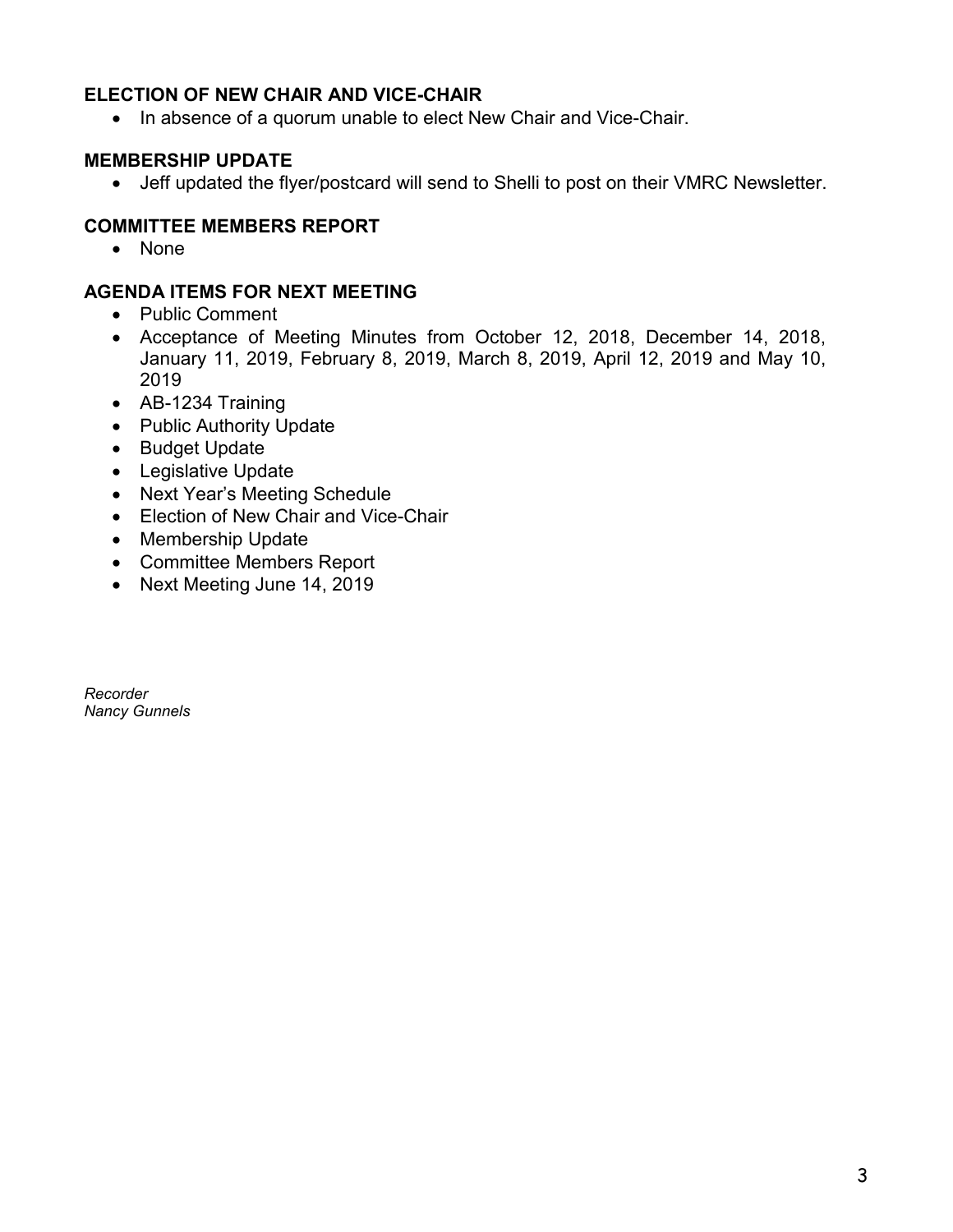## ELECTION OF NEW CHAIR AND VICE-CHAIR

- In absence of a quorum unable to elect New Chair and Vice-Chair.

## MEMBERSHIP UPDATE

- Jeff updated the flyer/postcard will send to Shelli to post on their VMRC Newsletter.

## COMMITTEE MEMBERS REPORT

- None

## AGENDA ITEMS FOR NEXT MEETING

- Public Comment
- Acceptance of Meeting Minutes from October 12, 2018, December 14, 2018, January 11, 2019, February 8, 2019, March 8, 2019, April 12, 2019 and May 10, 2019
- AB-1234 Training
- Public Authority Update
- Budget Update
- Legislative Update
- Next Year's Meeting Schedule
- Election of New Chair and Vice-Chair
- Membership Update
- Committee Members Report
- Next Meeting June 14, 2019

*Recorder*
*Nancy Gunnels*